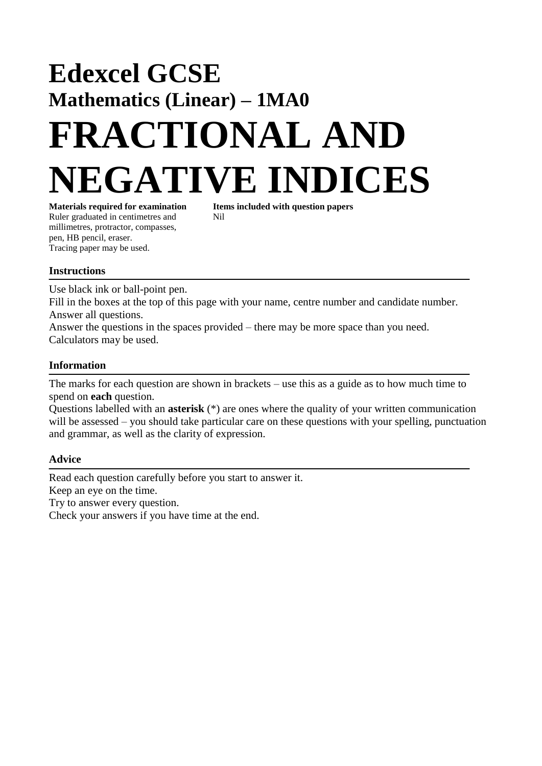# Edexcel GCSE

## Mathematics (Linear) – 1MA0

# FRACTIONAL AND NEGATIVE INDICES

**Materials required for examination**
Ruler graduated in centimetres and millimetres, protractor, compasses, pen, HB pencil, eraser.
Tracing paper may be used.

**Items included with question papers**
Nil

### Instructions

Use black ink or ball-point pen.
Fill in the boxes at the top of this page with your name, centre number and candidate number.
Answer all questions.
Answer the questions in the spaces provided – there may be more space than you need.
Calculators may be used.

### Information

The marks for each question are shown in brackets – use this as a guide as to how much time to spend on **each** question.
Questions labelled with an **asterisk** (*) are ones where the quality of your written communication will be assessed – you should take particular care on these questions with your spelling, punctuation and grammar, as well as the clarity of expression.

### Advice

Read each question carefully before you start to answer it.
Keep an eye on the time.
Try to answer every question.
Check your answers if you have time at the end.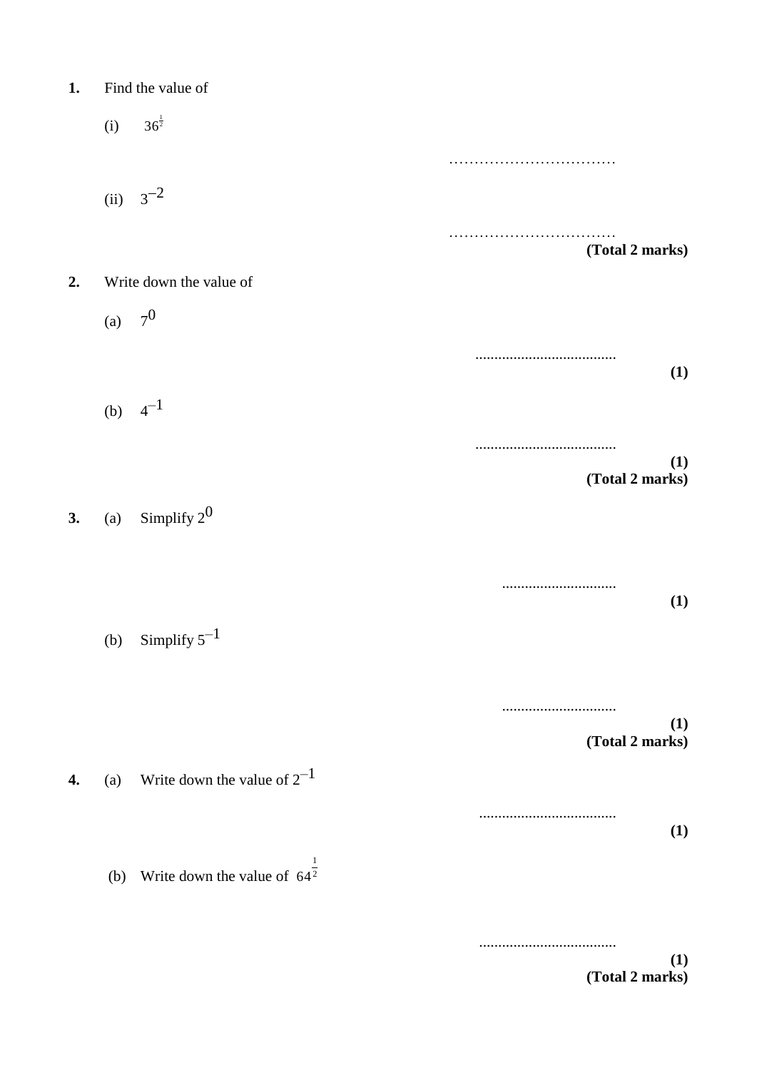**1.** Find the value of

(i) $36^{\frac{1}{2}}$

……………………………

(ii) $3^{-2}$

……………………………

**(Total 2 marks)**

**2.** Write down the value of

(a) $7^0$

....................................

**(1)**

(b) $4^{-1}$

....................................

**(1)**

**(Total 2 marks)**

**3.** (a) Simplify $2^0$

..............................

**(1)**

(b) Simplify $5^{-1}$

..............................

**(1)**

**(Total 2 marks)**

**4.** (a) Write down the value of $2^{-1}$

....................................

**(1)**

(b) Write down the value of $64^{\frac{1}{2}}$

....................................

**(1)**

**(Total 2 marks)**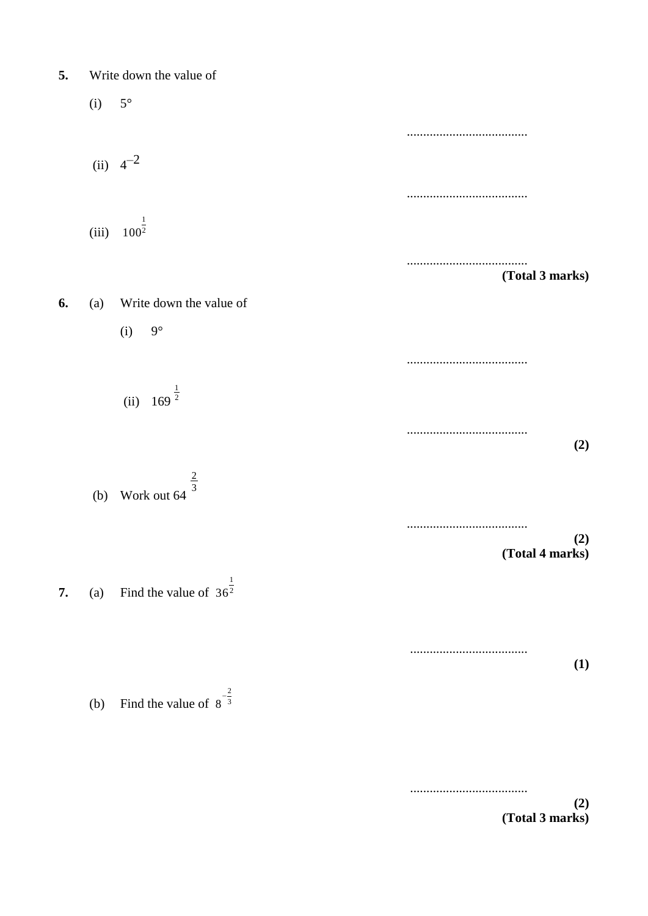**5.** Write down the value of

(i) $5°$

.....................................

(ii) $4^{-2}$

.....................................

(iii) $100^{\frac{1}{2}}$

.....................................

**(Total 3 marks)**

**6.** (a) Write down the value of

(i) $9°$

.....................................

(ii) $169^{\frac{1}{2}}$

.....................................

**(2)**

(b) Work out $64^{\frac{2}{3}}$

.....................................

**(2)**

**(Total 4 marks)**

**7.** (a) Find the value of $36^{\frac{1}{2}}$

.....................................

**(1)**

(b) Find the value of $8^{-\frac{2}{3}}$

.....................................

**(2)**

**(Total 3 marks)**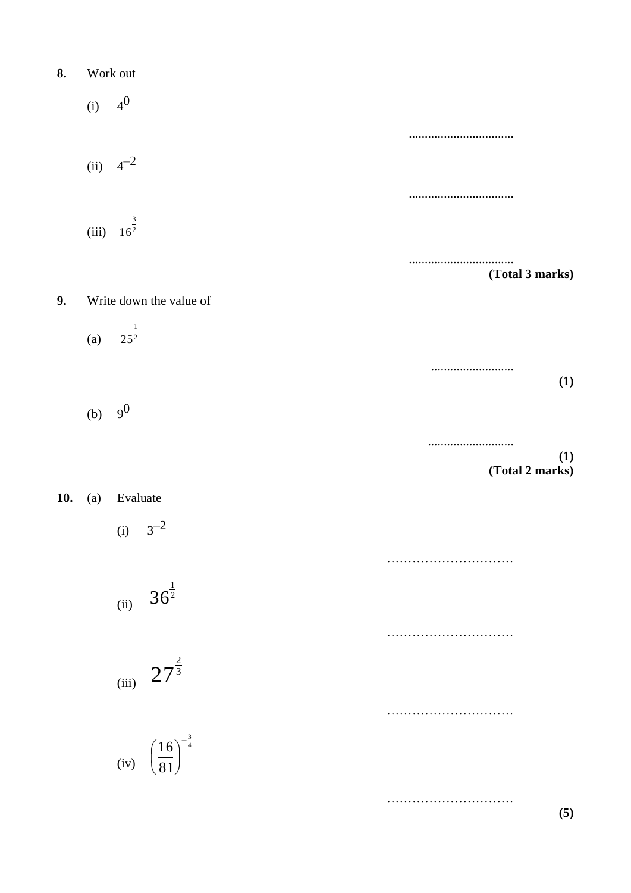**8.** Work out

(i) $4^0$

..................................

(ii) $4^{-2}$

..................................

(iii) $16^{\frac{3}{2}}$

..................................

**(Total 3 marks)**

**9.** Write down the value of

(a) $25^{\frac{1}{2}}$

..........................

**(1)**

(b) $9^0$

..........................

**(1)**

**(Total 2 marks)**

**10.** (a) Evaluate

(i) $3^{-2}$

…………………………

(ii) $36^{\frac{1}{2}}$

…………………………

(iii) $27^{\frac{2}{3}}$

…………………………

(iv) $\left(\frac{16}{81}\right)^{-\frac{3}{4}}$

…………………………

**(5)**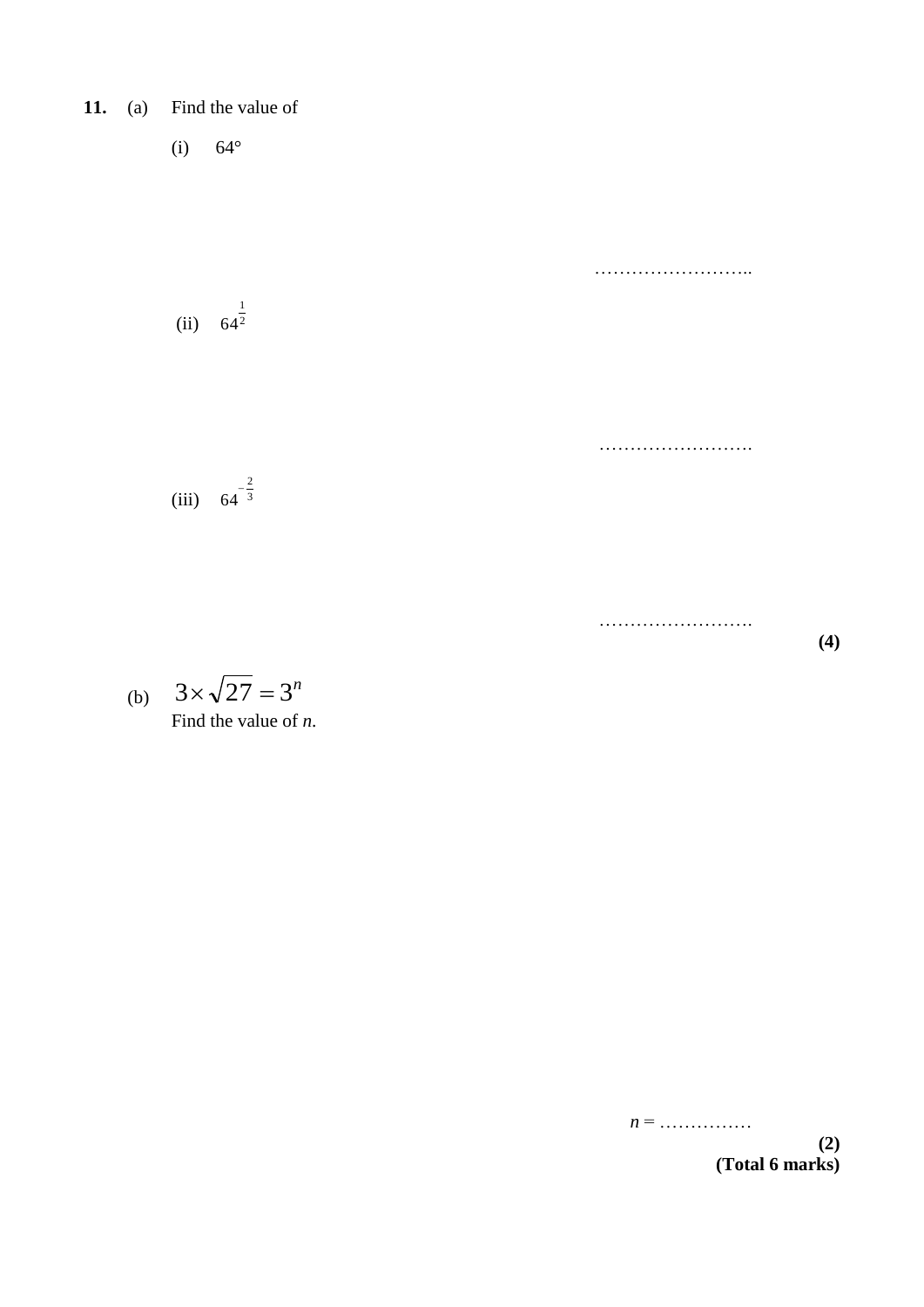**11.** (a) Find the value of

(i) $64^{\circ}$

……………………..

(ii) $64^{\frac{1}{2}}$

…………………….

(iii) $64^{-\frac{2}{3}}$

…………………….

**(4)**

(b) $3 \times \sqrt{27} = 3^n$

Find the value of $n$.

$n$ = ……………

**(2)**

**(Total 6 marks)**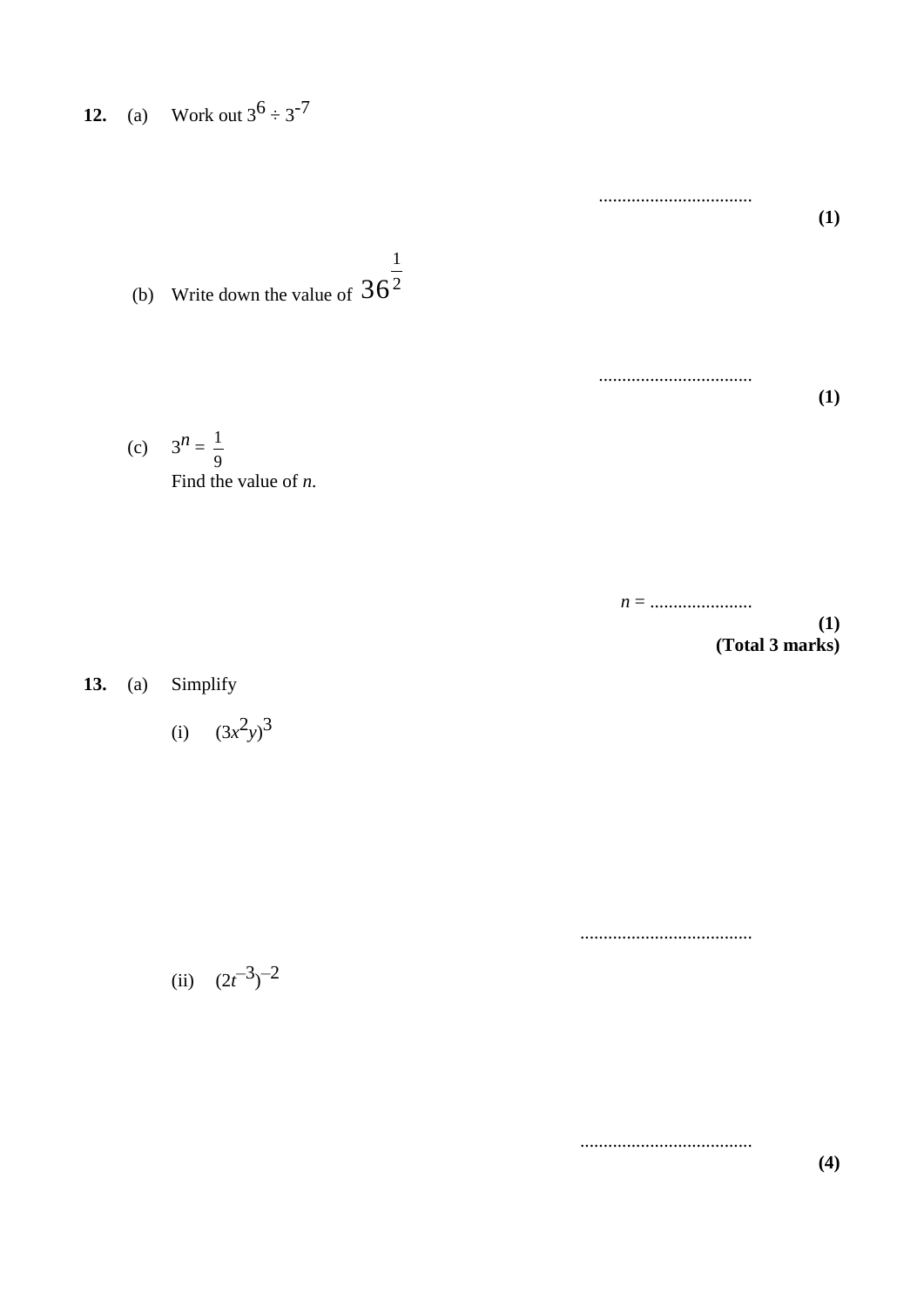**12.** (a) Work out $3^6 \div 3^{-7}$

..................................

**(1)**

(b) Write down the value of $36^{\frac{1}{2}}$

..................................

**(1)**

(c) $3^n = \frac{1}{9}$

Find the value of $n$.

$n$ = ......................

**(1)**

**(Total 3 marks)**

**13.** (a) Simplify

(i) $(3x^2y)^3$

.....................................

(ii) $(2t^{-3})^{-2}$

.....................................

**(4)**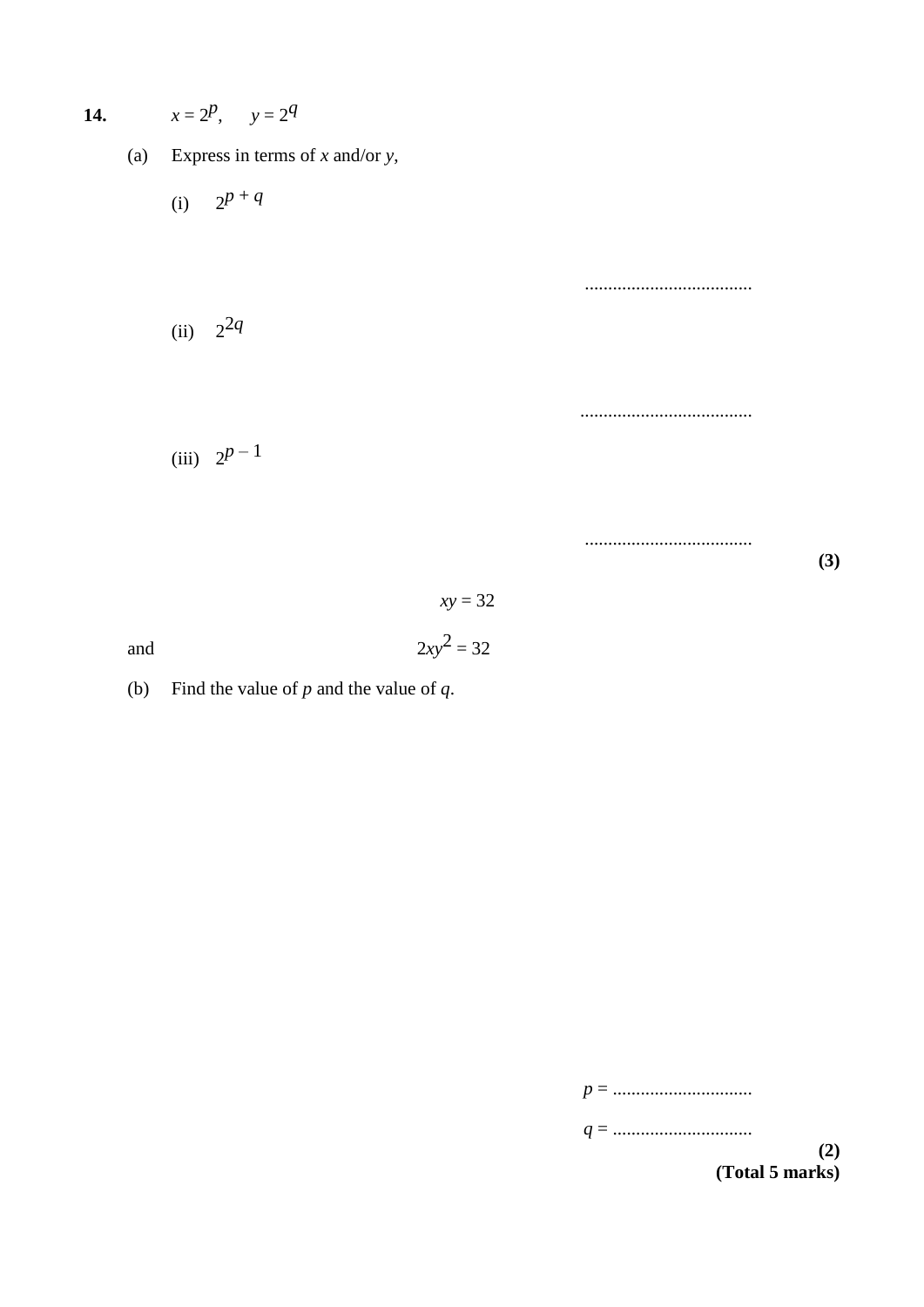**14.** $x = 2^p$, $y = 2^q$

(a) Express in terms of $x$ and/or $y$,

(i) $2^{p+q}$

....................................

(ii) $2^{2q}$

....................................

(iii) $2^{p-1}$

....................................

**(3)**

$$xy = 32$$

and

$$2xy^2 = 32$$

(b) Find the value of $p$ and the value of $q$.

$p =$ ..............................

$q =$ ..............................

**(2)**

**(Total 5 marks)**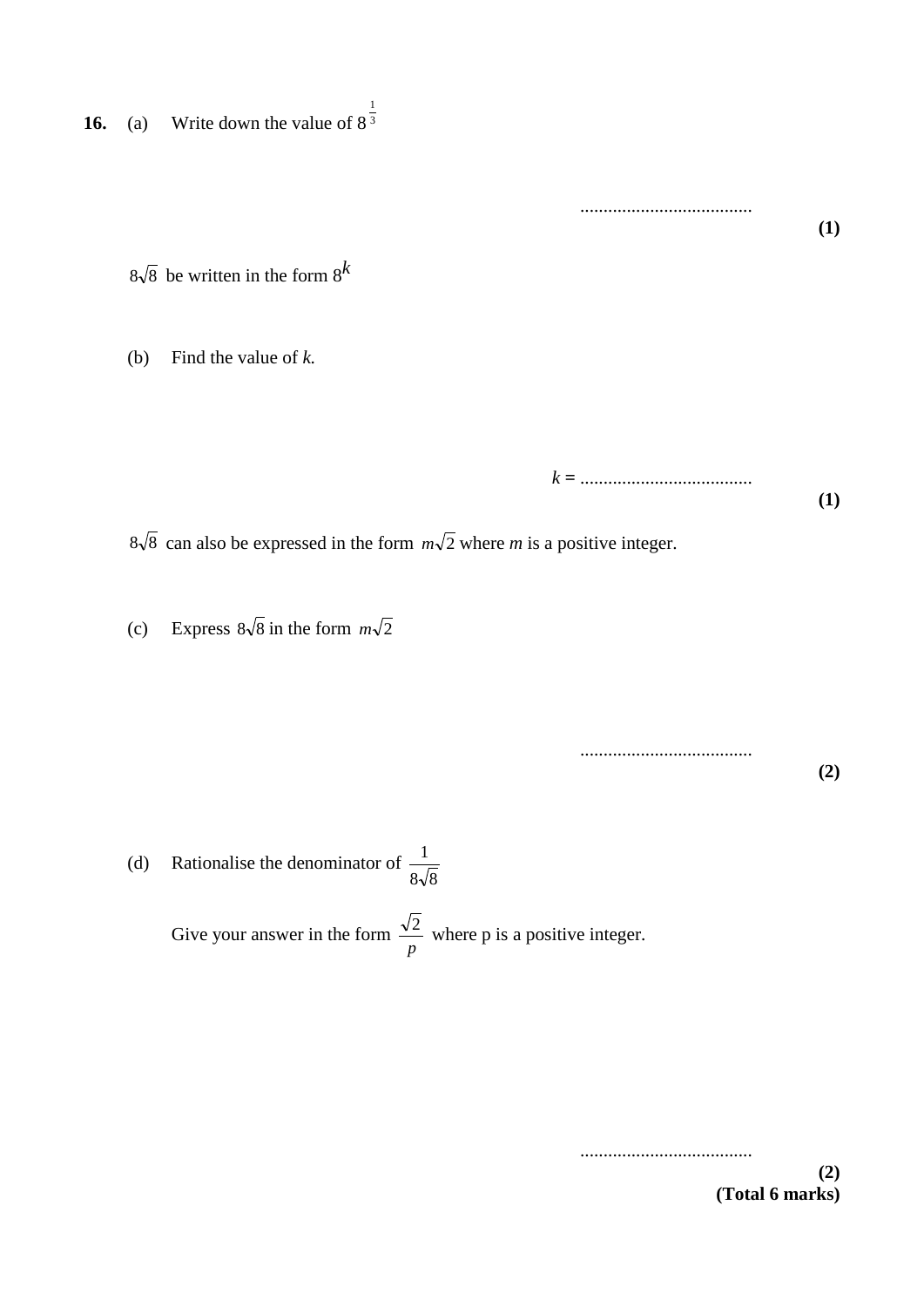**16.** (a) Write down the value of $8^{\frac{1}{3}}$

.....................................

**(1)**

$8\sqrt{8}$ be written in the form $8^k$

(b) Find the value of *k*.

$k$ = .....................................

**(1)**

$8\sqrt{8}$ can also be expressed in the form $m\sqrt{2}$ where *m* is a positive integer.

(c) Express $8\sqrt{8}$ in the form $m\sqrt{2}$

.....................................

**(2)**

(d) Rationalise the denominator of $\frac{1}{8\sqrt{8}}$

Give your answer in the form $\frac{\sqrt{2}}{p}$ where p is a positive integer.

.....................................

**(2)**

**(Total 6 marks)**